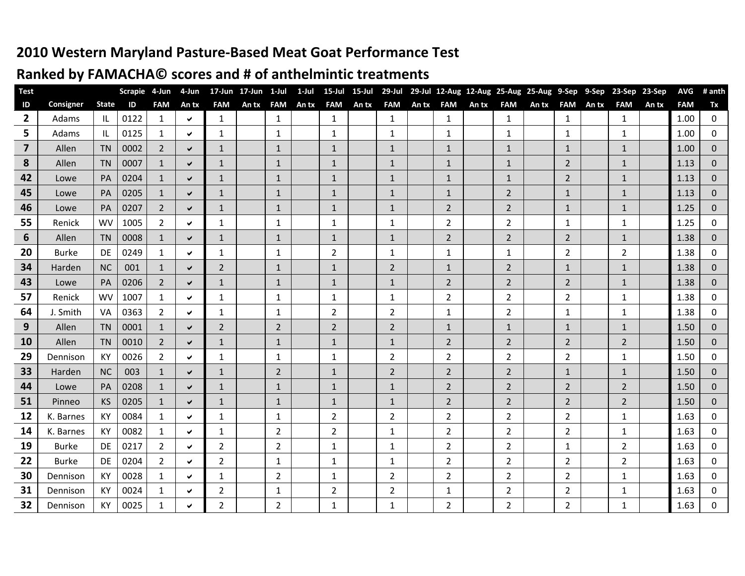# 2010 Western Maryland Pasture-Based Meat Goat Performance Test

## Ranked by FAMACHA© scores and # of anthelmintic treatments

| Test ID | Consigner | State | Scrapie ID | 4-Jun FAM | 4-Jun An tx | 17-Jun FAM | 17-Jun An tx | 1-Jul FAM | 1-Jul An tx | 15-Jul FAM | 15-Jul An tx | 29-Jul FAM | 29-Jul An tx | 12-Aug FAM | 12-Aug An tx | 25-Aug FAM | 25-Aug An tx | 9-Sep FAM | 9-Sep An tx | 23-Sep FAM | 23-Sep An tx | AVG FAM | # anth Tx |
|---|---|---|---|---|---|---|---|---|---|---|---|---|---|---|---|---|---|---|---|---|---|---|---|
| 2 | Adams | IL | 0122 | 1 | ✔ | 1 | | 1 | | 1 | | 1 | | 1 | | 1 | | 1 | | 1 | | 1.00 | 0 |
| 5 | Adams | IL | 0125 | 1 | ✔ | 1 | | 1 | | 1 | | 1 | | 1 | | 1 | | 1 | | 1 | | 1.00 | 0 |
| 7 | Allen | TN | 0002 | 2 | ✔ | 1 | | 1 | | 1 | | 1 | | 1 | | 1 | | 1 | | 1 | | 1.00 | 0 |
| 8 | Allen | TN | 0007 | 1 | ✔ | 1 | | 1 | | 1 | | 1 | | 1 | | 1 | | 2 | | 1 | | 1.13 | 0 |
| 42 | Lowe | PA | 0204 | 1 | ✔ | 1 | | 1 | | 1 | | 1 | | 1 | | 1 | | 2 | | 1 | | 1.13 | 0 |
| 45 | Lowe | PA | 0205 | 1 | ✔ | 1 | | 1 | | 1 | | 1 | | 1 | | 2 | | 1 | | 1 | | 1.13 | 0 |
| 46 | Lowe | PA | 0207 | 2 | ✔ | 1 | | 1 | | 1 | | 1 | | 2 | | 2 | | 1 | | 1 | | 1.25 | 0 |
| 55 | Renick | WV | 1005 | 2 | ✔ | 1 | | 1 | | 1 | | 1 | | 2 | | 2 | | 1 | | 1 | | 1.25 | 0 |
| 6 | Allen | TN | 0008 | 1 | ✔ | 1 | | 1 | | 1 | | 1 | | 2 | | 2 | | 2 | | 1 | | 1.38 | 0 |
| 20 | Burke | DE | 0249 | 1 | ✔ | 1 | | 1 | | 2 | | 1 | | 1 | | 1 | | 2 | | 2 | | 1.38 | 0 |
| 34 | Harden | NC | 001 | 1 | ✔ | 2 | | 1 | | 1 | | 2 | | 1 | | 2 | | 1 | | 1 | | 1.38 | 0 |
| 43 | Lowe | PA | 0206 | 2 | ✔ | 1 | | 1 | | 1 | | 1 | | 2 | | 2 | | 2 | | 1 | | 1.38 | 0 |
| 57 | Renick | WV | 1007 | 1 | ✔ | 1 | | 1 | | 1 | | 1 | | 2 | | 2 | | 2 | | 1 | | 1.38 | 0 |
| 64 | J. Smith | VA | 0363 | 2 | ✔ | 1 | | 1 | | 2 | | 2 | | 1 | | 2 | | 1 | | 1 | | 1.38 | 0 |
| 9 | Allen | TN | 0001 | 1 | ✔ | 2 | | 2 | | 2 | | 2 | | 1 | | 1 | | 1 | | 1 | | 1.50 | 0 |
| 10 | Allen | TN | 0010 | 2 | ✔ | 1 | | 1 | | 1 | | 1 | | 2 | | 2 | | 2 | | 2 | | 1.50 | 0 |
| 29 | Dennison | KY | 0026 | 2 | ✔ | 1 | | 1 | | 1 | | 2 | | 2 | | 2 | | 2 | | 1 | | 1.50 | 0 |
| 33 | Harden | NC | 003 | 1 | ✔ | 1 | | 2 | | 1 | | 2 | | 2 | | 2 | | 1 | | 1 | | 1.50 | 0 |
| 44 | Lowe | PA | 0208 | 1 | ✔ | 1 | | 1 | | 1 | | 1 | | 2 | | 2 | | 2 | | 2 | | 1.50 | 0 |
| 51 | Pinneo | KS | 0205 | 1 | ✔ | 1 | | 1 | | 1 | | 1 | | 2 | | 2 | | 2 | | 2 | | 1.50 | 0 |
| 12 | K. Barnes | KY | 0084 | 1 | ✔ | 1 | | 1 | | 2 | | 2 | | 2 | | 2 | | 2 | | 1 | | 1.63 | 0 |
| 14 | K. Barnes | KY | 0082 | 1 | ✔ | 1 | | 2 | | 2 | | 1 | | 2 | | 2 | | 2 | | 1 | | 1.63 | 0 |
| 19 | Burke | DE | 0217 | 2 | ✔ | 2 | | 2 | | 1 | | 1 | | 2 | | 2 | | 1 | | 2 | | 1.63 | 0 |
| 22 | Burke | DE | 0204 | 2 | ✔ | 2 | | 1 | | 1 | | 1 | | 2 | | 2 | | 2 | | 2 | | 1.63 | 0 |
| 30 | Dennison | KY | 0028 | 1 | ✔ | 1 | | 2 | | 1 | | 2 | | 2 | | 2 | | 2 | | 1 | | 1.63 | 0 |
| 31 | Dennison | KY | 0024 | 1 | ✔ | 2 | | 1 | | 2 | | 2 | | 1 | | 2 | | 2 | | 1 | | 1.63 | 0 |
| 32 | Dennison | KY | 0025 | 1 | ✔ | 2 | | 2 | | 1 | | 1 | | 2 | | 2 | | 2 | | 1 | | 1.63 | 0 |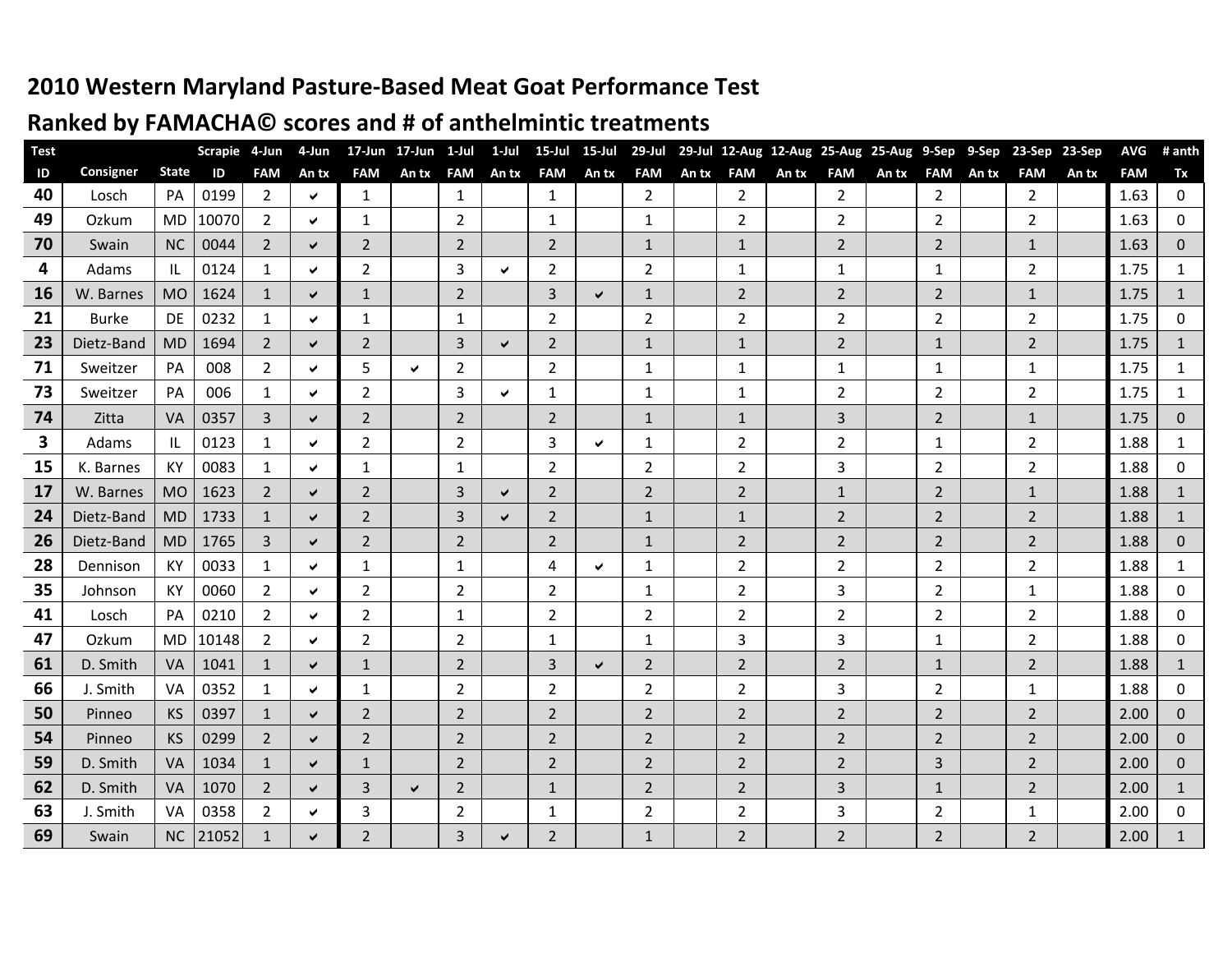## 2010 Western Maryland Pasture-Based Meat Goat Performance Test

## Ranked by FAMACHA© scores and # of anthelmintic treatments

| Test ID | Consigner | State | Scrapie ID | 4-Jun FAM | 4-Jun An tx | 17-Jun FAM | 17-Jun An tx | 1-Jul FAM | 1-Jul An tx | 15-Jul FAM | 15-Jul An tx | 29-Jul FAM | 29-Jul An tx | 12-Aug FAM | 12-Aug An tx | 25-Aug FAM | 25-Aug An tx | 9-Sep FAM | 9-Sep An tx | 23-Sep FAM | 23-Sep An tx | AVG FAM | # anth Tx |
|---|---|---|---|---|---|---|---|---|---|---|---|---|---|---|---|---|---|---|---|---|---|---|---|
| 40 | Losch | PA | 0199 | 2 | ✔ | 1 | | 1 | | 1 | | 2 | | 2 | | 2 | | 2 | | 2 | | 1.63 | 0 |
| 49 | Ozkum | MD | 10070 | 2 | ✔ | 1 | | 2 | | 1 | | 1 | | 2 | | 2 | | 2 | | 2 | | 1.63 | 0 |
| 70 | Swain | NC | 0044 | 2 | ✔ | 2 | | 2 | | 2 | | 1 | | 1 | | 2 | | 2 | | 1 | | 1.63 | 0 |
| 4 | Adams | IL | 0124 | 1 | ✔ | 2 | | 3 | ✔ | 2 | | 2 | | 1 | | 1 | | 1 | | 2 | | 1.75 | 1 |
| 16 | W. Barnes | MO | 1624 | 1 | ✔ | 1 | | 2 | | 3 | ✔ | 1 | | 2 | | 2 | | 2 | | 1 | | 1.75 | 1 |
| 21 | Burke | DE | 0232 | 1 | ✔ | 1 | | 1 | | 2 | | 2 | | 2 | | 2 | | 2 | | 2 | | 1.75 | 0 |
| 23 | Dietz-Band | MD | 1694 | 2 | ✔ | 2 | | 3 | ✔ | 2 | | 1 | | 1 | | 2 | | 1 | | 2 | | 1.75 | 1 |
| 71 | Sweitzer | PA | 008 | 2 | ✔ | 5 | ✔ | 2 | | 2 | | 1 | | 1 | | 1 | | 1 | | 1 | | 1.75 | 1 |
| 73 | Sweitzer | PA | 006 | 1 | ✔ | 2 | | 3 | ✔ | 1 | | 1 | | 1 | | 2 | | 2 | | 2 | | 1.75 | 1 |
| 74 | Zitta | VA | 0357 | 3 | ✔ | 2 | | 2 | | 2 | | 1 | | 1 | | 3 | | 2 | | 1 | | 1.75 | 0 |
| 3 | Adams | IL | 0123 | 1 | ✔ | 2 | | 2 | | 3 | ✔ | 1 | | 2 | | 2 | | 1 | | 2 | | 1.88 | 1 |
| 15 | K. Barnes | KY | 0083 | 1 | ✔ | 1 | | 1 | | 2 | | 2 | | 2 | | 3 | | 2 | | 2 | | 1.88 | 0 |
| 17 | W. Barnes | MO | 1623 | 2 | ✔ | 2 | | 3 | ✔ | 2 | | 2 | | 2 | | 1 | | 2 | | 1 | | 1.88 | 1 |
| 24 | Dietz-Band | MD | 1733 | 1 | ✔ | 2 | | 3 | ✔ | 2 | | 1 | | 1 | | 2 | | 2 | | 2 | | 1.88 | 1 |
| 26 | Dietz-Band | MD | 1765 | 3 | ✔ | 2 | | 2 | | 2 | | 1 | | 2 | | 2 | | 2 | | 2 | | 1.88 | 0 |
| 28 | Dennison | KY | 0033 | 1 | ✔ | 1 | | 1 | | 4 | ✔ | 1 | | 2 | | 2 | | 2 | | 2 | | 1.88 | 1 |
| 35 | Johnson | KY | 0060 | 2 | ✔ | 2 | | 2 | | 2 | | 1 | | 2 | | 3 | | 2 | | 1 | | 1.88 | 0 |
| 41 | Losch | PA | 0210 | 2 | ✔ | 2 | | 1 | | 2 | | 2 | | 2 | | 2 | | 2 | | 2 | | 1.88 | 0 |
| 47 | Ozkum | MD | 10148 | 2 | ✔ | 2 | | 2 | | 1 | | 1 | | 3 | | 3 | | 1 | | 2 | | 1.88 | 0 |
| 61 | D. Smith | VA | 1041 | 1 | ✔ | 1 | | 2 | | 3 | ✔ | 2 | | 2 | | 2 | | 1 | | 2 | | 1.88 | 1 |
| 66 | J. Smith | VA | 0352 | 1 | ✔ | 1 | | 2 | | 2 | | 2 | | 2 | | 3 | | 2 | | 1 | | 1.88 | 0 |
| 50 | Pinneo | KS | 0397 | 1 | ✔ | 2 | | 2 | | 2 | | 2 | | 2 | | 2 | | 2 | | 2 | | 2.00 | 0 |
| 54 | Pinneo | KS | 0299 | 2 | ✔ | 2 | | 2 | | 2 | | 2 | | 2 | | 2 | | 2 | | 2 | | 2.00 | 0 |
| 59 | D. Smith | VA | 1034 | 1 | ✔ | 1 | | 2 | | 2 | | 2 | | 2 | | 2 | | 3 | | 2 | | 2.00 | 0 |
| 62 | D. Smith | VA | 1070 | 2 | ✔ | 3 | ✔ | 2 | | 1 | | 2 | | 2 | | 3 | | 1 | | 2 | | 2.00 | 1 |
| 63 | J. Smith | VA | 0358 | 2 | ✔ | 3 | | 2 | | 1 | | 2 | | 2 | | 3 | | 2 | | 1 | | 2.00 | 0 |
| 69 | Swain | NC | 21052 | 1 | ✔ | 2 | | 3 | ✔ | 2 | | 1 | | 2 | | 2 | | 2 | | 2 | | 2.00 | 1 |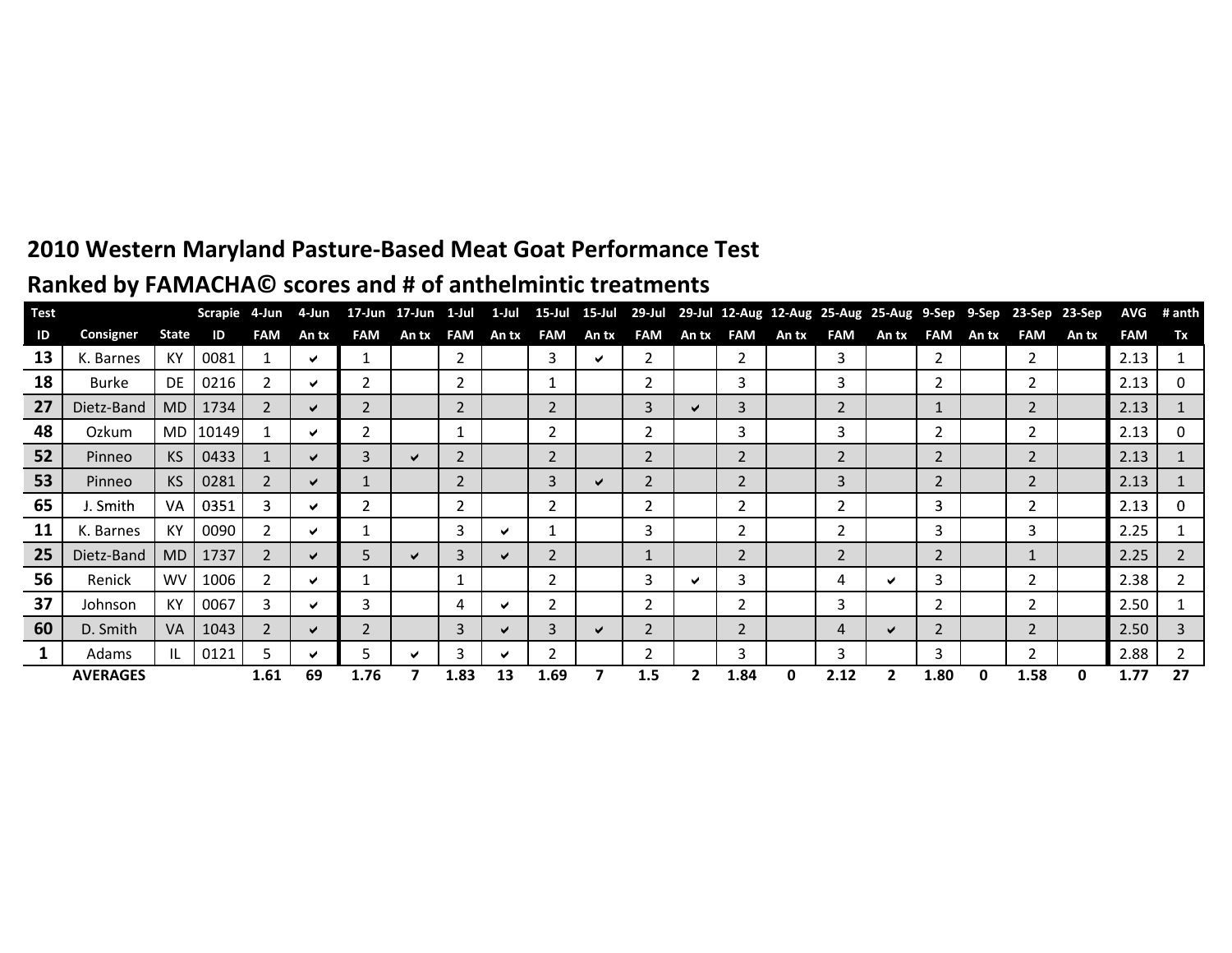## 2010 Western Maryland Pasture-Based Meat Goat Performance Test

## Ranked by FAMACHA© scores and # of anthelmintic treatments

| Test ID | Consigner | State | Scrapie ID | 4-Jun FAM | 4-Jun An tx | 17-Jun FAM | 17-Jun An tx | 1-Jul FAM | 1-Jul An tx | 15-Jul FAM | 15-Jul An tx | 29-Jul FAM | 29-Jul An tx | 12-Aug FAM | 12-Aug An tx | 25-Aug FAM | 25-Aug An tx | 9-Sep FAM | 9-Sep An tx | 23-Sep FAM | 23-Sep An tx | AVG FAM | # anth Tx |
|---|---|---|---|---|---|---|---|---|---|---|---|---|---|---|---|---|---|---|---|---|---|---|---|
| **13** | K. Barnes | KY | 0081 | 1 | ✔ | 1 | | 2 | | 3 | ✔ | 2 | | 2 | | 3 | | 2 | | 2 | | 2.13 | 1 |
| **18** | Burke | DE | 0216 | 2 | ✔ | 2 | | 2 | | 1 | | 2 | | 3 | | 3 | | 2 | | 2 | | 2.13 | 0 |
| **27** | Dietz-Band | MD | 1734 | 2 | ✔ | 2 | | 2 | | 2 | | 3 | ✔ | 3 | | 2 | | 1 | | 2 | | 2.13 | 1 |
| **48** | Ozkum | MD | 10149 | 1 | ✔ | 2 | | 1 | | 2 | | 2 | | 3 | | 3 | | 2 | | 2 | | 2.13 | 0 |
| **52** | Pinneo | KS | 0433 | 1 | ✔ | 3 | ✔ | 2 | | 2 | | 2 | | 2 | | 2 | | 2 | | 2 | | 2.13 | 1 |
| **53** | Pinneo | KS | 0281 | 2 | ✔ | 1 | | 2 | | 3 | ✔ | 2 | | 2 | | 3 | | 2 | | 2 | | 2.13 | 1 |
| **65** | J. Smith | VA | 0351 | 3 | ✔ | 2 | | 2 | | 2 | | 2 | | 2 | | 2 | | 3 | | 2 | | 2.13 | 0 |
| **11** | K. Barnes | KY | 0090 | 2 | ✔ | 1 | | 3 | ✔ | 1 | | 3 | | 2 | | 2 | | 3 | | 3 | | 2.25 | 1 |
| **25** | Dietz-Band | MD | 1737 | 2 | ✔ | 5 | ✔ | 3 | ✔ | 2 | | 1 | | 2 | | 2 | | 2 | | 1 | | 2.25 | 2 |
| **56** | Renick | WV | 1006 | 2 | ✔ | 1 | | 1 | | 2 | | 3 | ✔ | 3 | | 4 | ✔ | 3 | | 2 | | 2.38 | 2 |
| **37** | Johnson | KY | 0067 | 3 | ✔ | 3 | | 4 | ✔ | 2 | | 2 | | 2 | | 3 | | 2 | | 2 | | 2.50 | 1 |
| **60** | D. Smith | VA | 1043 | 2 | ✔ | 2 | | 3 | ✔ | 3 | ✔ | 2 | | 2 | | 4 | ✔ | 2 | | 2 | | 2.50 | 3 |
| **1** | Adams | IL | 0121 | 5 | ✔ | 5 | ✔ | 3 | ✔ | 2 | | 2 | | 3 | | 3 | | 3 | | 2 | | 2.88 | 2 |
| | **AVERAGES** | | | **1.61** | **69** | **1.76** | **7** | **1.83** | **13** | **1.69** | **7** | **1.5** | **2** | **1.84** | **0** | **2.12** | **2** | **1.80** | **0** | **1.58** | **0** | **1.77** | **27** |